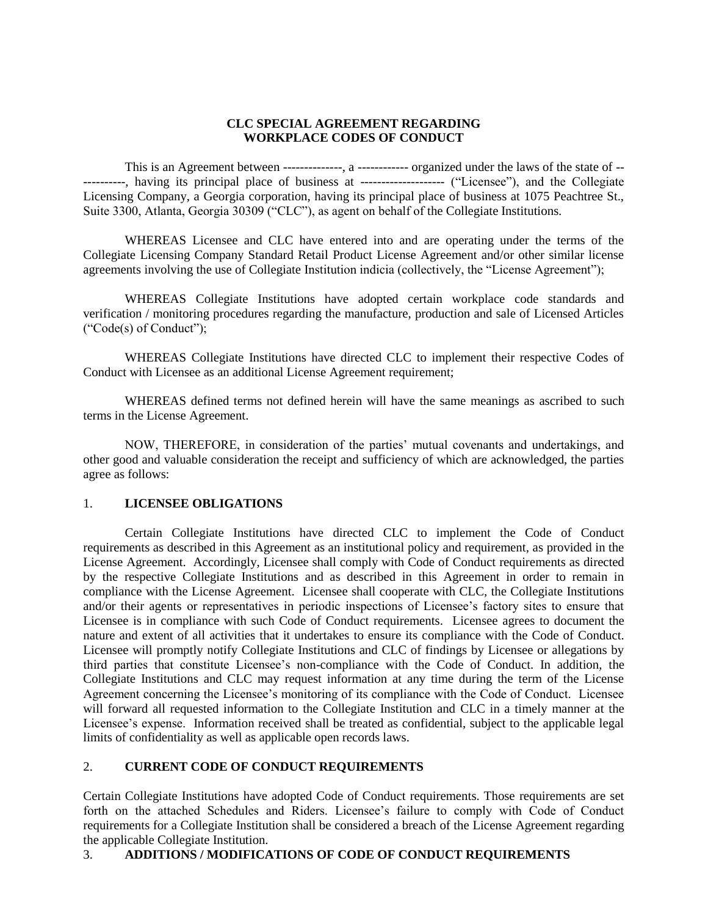**CLC SPECIAL AGREEMENT REGARDING**
**WORKPLACE CODES OF CONDUCT**

This is an Agreement between --------------, a ------------ organized under the laws of the state of ------------, having its principal place of business at ------------------- ("Licensee"), and the Collegiate Licensing Company, a Georgia corporation, having its principal place of business at 1075 Peachtree St., Suite 3300, Atlanta, Georgia 30309 ("CLC"), as agent on behalf of the Collegiate Institutions.

WHEREAS Licensee and CLC have entered into and are operating under the terms of the Collegiate Licensing Company Standard Retail Product License Agreement and/or other similar license agreements involving the use of Collegiate Institution indicia (collectively, the "License Agreement");

WHEREAS Collegiate Institutions have adopted certain workplace code standards and verification / monitoring procedures regarding the manufacture, production and sale of Licensed Articles ("Code(s) of Conduct");

WHEREAS Collegiate Institutions have directed CLC to implement their respective Codes of Conduct with Licensee as an additional License Agreement requirement;

WHEREAS defined terms not defined herein will have the same meanings as ascribed to such terms in the License Agreement.

NOW, THEREFORE, in consideration of the parties' mutual covenants and undertakings, and other good and valuable consideration the receipt and sufficiency of which are acknowledged, the parties agree as follows:

1. **LICENSEE OBLIGATIONS**

Certain Collegiate Institutions have directed CLC to implement the Code of Conduct requirements as described in this Agreement as an institutional policy and requirement, as provided in the License Agreement. Accordingly, Licensee shall comply with Code of Conduct requirements as directed by the respective Collegiate Institutions and as described in this Agreement in order to remain in compliance with the License Agreement. Licensee shall cooperate with CLC, the Collegiate Institutions and/or their agents or representatives in periodic inspections of Licensee's factory sites to ensure that Licensee is in compliance with such Code of Conduct requirements. Licensee agrees to document the nature and extent of all activities that it undertakes to ensure its compliance with the Code of Conduct. Licensee will promptly notify Collegiate Institutions and CLC of findings by Licensee or allegations by third parties that constitute Licensee's non-compliance with the Code of Conduct. In addition, the Collegiate Institutions and CLC may request information at any time during the term of the License Agreement concerning the Licensee's monitoring of its compliance with the Code of Conduct. Licensee will forward all requested information to the Collegiate Institution and CLC in a timely manner at the Licensee's expense. Information received shall be treated as confidential, subject to the applicable legal limits of confidentiality as well as applicable open records laws.

2. **CURRENT CODE OF CONDUCT REQUIREMENTS**

Certain Collegiate Institutions have adopted Code of Conduct requirements. Those requirements are set forth on the attached Schedules and Riders. Licensee's failure to comply with Code of Conduct requirements for a Collegiate Institution shall be considered a breach of the License Agreement regarding the applicable Collegiate Institution.

3. **ADDITIONS / MODIFICATIONS OF CODE OF CONDUCT REQUIREMENTS**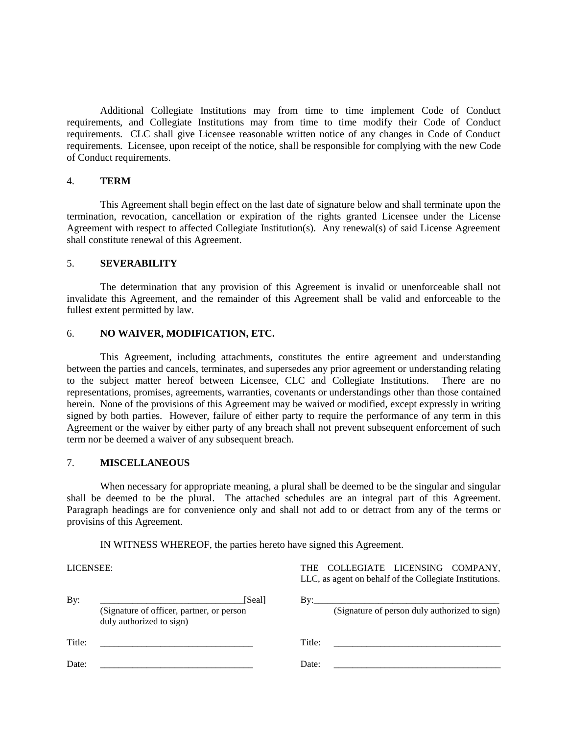Additional Collegiate Institutions may from time to time implement Code of Conduct requirements, and Collegiate Institutions may from time to time modify their Code of Conduct requirements. CLC shall give Licensee reasonable written notice of any changes in Code of Conduct requirements. Licensee, upon receipt of the notice, shall be responsible for complying with the new Code of Conduct requirements.

4. **TERM**

This Agreement shall begin effect on the last date of signature below and shall terminate upon the termination, revocation, cancellation or expiration of the rights granted Licensee under the License Agreement with respect to affected Collegiate Institution(s). Any renewal(s) of said License Agreement shall constitute renewal of this Agreement.

5. **SEVERABILITY**

The determination that any provision of this Agreement is invalid or unenforceable shall not invalidate this Agreement, and the remainder of this Agreement shall be valid and enforceable to the fullest extent permitted by law.

6. **NO WAIVER, MODIFICATION, ETC.**

This Agreement, including attachments, constitutes the entire agreement and understanding between the parties and cancels, terminates, and supersedes any prior agreement or understanding relating to the subject matter hereof between Licensee, CLC and Collegiate Institutions. There are no representations, promises, agreements, warranties, covenants or understandings other than those contained herein. None of the provisions of this Agreement may be waived or modified, except expressly in writing signed by both parties. However, failure of either party to require the performance of any term in this Agreement or the waiver by either party of any breach shall not prevent subsequent enforcement of such term nor be deemed a waiver of any subsequent breach.

7. **MISCELLANEOUS**

When necessary for appropriate meaning, a plural shall be deemed to be the singular and singular shall be deemed to be the plural. The attached schedules are an integral part of this Agreement. Paragraph headings are for convenience only and shall not add to or detract from any of the terms or provisins of this Agreement.

IN WITNESS WHEREOF, the parties hereto have signed this Agreement.

LICENSEE:

By: _______________________________[Seal]
(Signature of officer, partner, or person duly authorized to sign)

Title: _________________________________

Date: _________________________________

THE COLLEGIATE LICENSING COMPANY, LLC, as agent on behalf of the Collegiate Institutions.

By:_________________________________________
(Signature of person duly authorized to sign)

Title: ____________________________________

Date: ____________________________________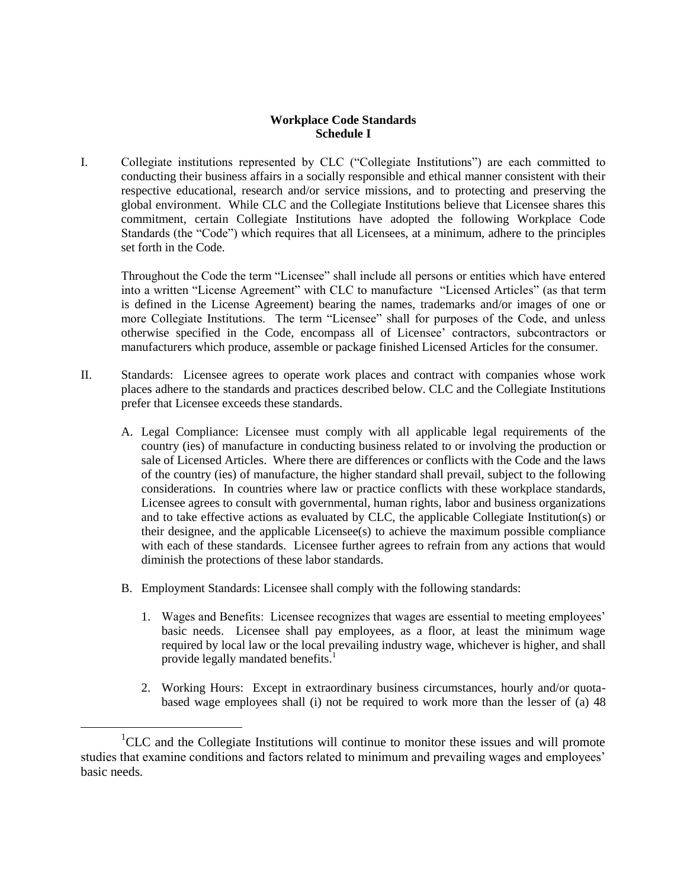**Workplace Code Standards**
**Schedule I**

I. Collegiate institutions represented by CLC ("Collegiate Institutions") are each committed to conducting their business affairs in a socially responsible and ethical manner consistent with their respective educational, research and/or service missions, and to protecting and preserving the global environment. While CLC and the Collegiate Institutions believe that Licensee shares this commitment, certain Collegiate Institutions have adopted the following Workplace Code Standards (the "Code") which requires that all Licensees, at a minimum, adhere to the principles set forth in the Code.

   Throughout the Code the term "Licensee" shall include all persons or entities which have entered into a written "License Agreement" with CLC to manufacture "Licensed Articles" (as that term is defined in the License Agreement) bearing the names, trademarks and/or images of one or more Collegiate Institutions. The term "Licensee" shall for purposes of the Code, and unless otherwise specified in the Code, encompass all of Licensee' contractors, subcontractors or manufacturers which produce, assemble or package finished Licensed Articles for the consumer.

II. Standards: Licensee agrees to operate work places and contract with companies whose work places adhere to the standards and practices described below. CLC and the Collegiate Institutions prefer that Licensee exceeds these standards.

   A. Legal Compliance: Licensee must comply with all applicable legal requirements of the country (ies) of manufacture in conducting business related to or involving the production or sale of Licensed Articles. Where there are differences or conflicts with the Code and the laws of the country (ies) of manufacture, the higher standard shall prevail, subject to the following considerations. In countries where law or practice conflicts with these workplace standards, Licensee agrees to consult with governmental, human rights, labor and business organizations and to take effective actions as evaluated by CLC, the applicable Collegiate Institution(s) or their designee, and the applicable Licensee(s) to achieve the maximum possible compliance with each of these standards. Licensee further agrees to refrain from any actions that would diminish the protections of these labor standards.

   B. Employment Standards: Licensee shall comply with the following standards:

      1. Wages and Benefits: Licensee recognizes that wages are essential to meeting employees' basic needs. Licensee shall pay employees, as a floor, at least the minimum wage required by local law or the local prevailing industry wage, whichever is higher, and shall provide legally mandated benefits.[1]

      2. Working Hours: Except in extraordinary business circumstances, hourly and/or quota-based wage employees shall (i) not be required to work more than the lesser of (a) 48

[1] CLC and the Collegiate Institutions will continue to monitor these issues and will promote studies that examine conditions and factors related to minimum and prevailing wages and employees' basic needs.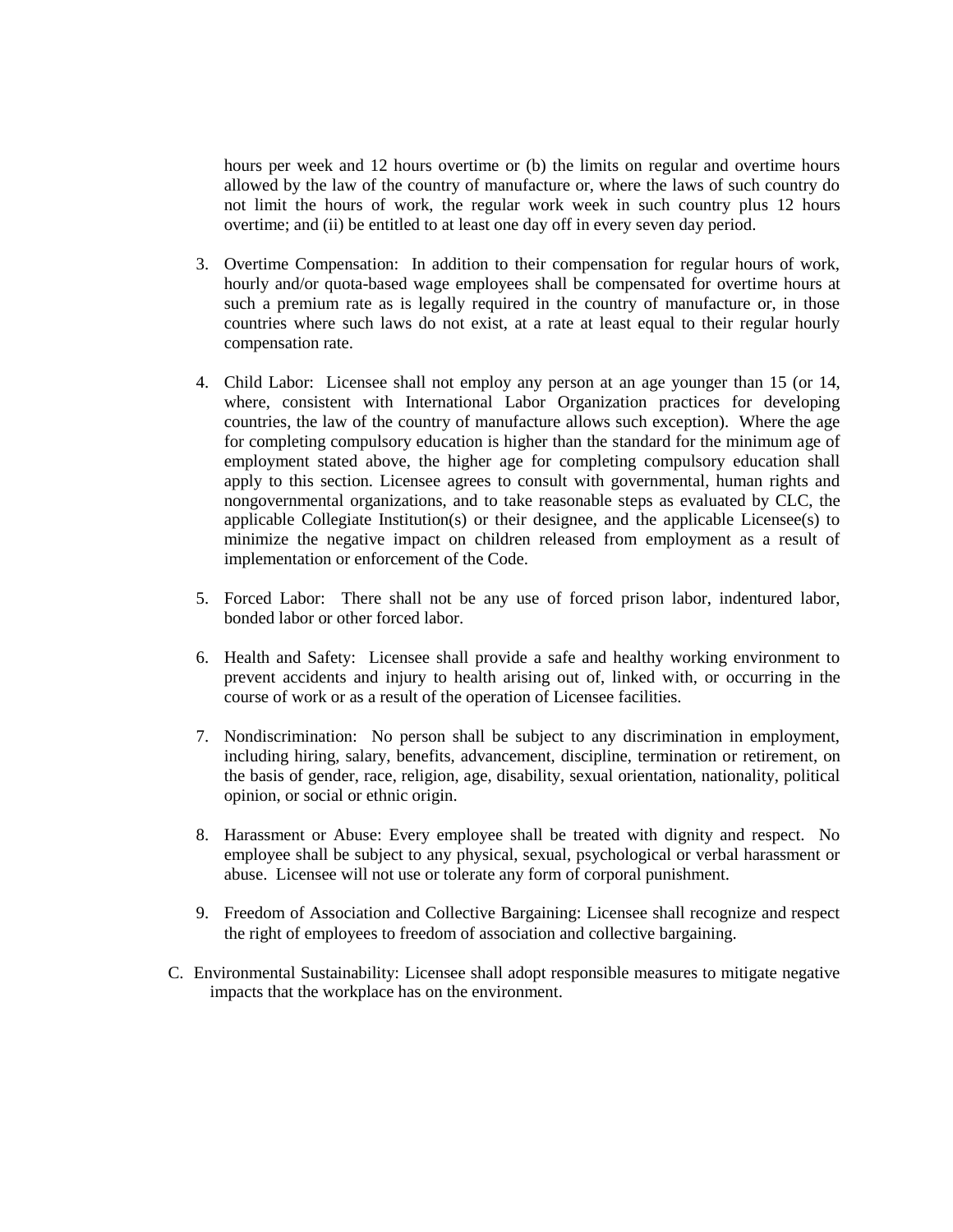hours per week and 12 hours overtime or (b) the limits on regular and overtime hours allowed by the law of the country of manufacture or, where the laws of such country do not limit the hours of work, the regular work week in such country plus 12 hours overtime; and (ii) be entitled to at least one day off in every seven day period.

3. Overtime Compensation: In addition to their compensation for regular hours of work, hourly and/or quota-based wage employees shall be compensated for overtime hours at such a premium rate as is legally required in the country of manufacture or, in those countries where such laws do not exist, at a rate at least equal to their regular hourly compensation rate.

4. Child Labor: Licensee shall not employ any person at an age younger than 15 (or 14, where, consistent with International Labor Organization practices for developing countries, the law of the country of manufacture allows such exception). Where the age for completing compulsory education is higher than the standard for the minimum age of employment stated above, the higher age for completing compulsory education shall apply to this section. Licensee agrees to consult with governmental, human rights and nongovernmental organizations, and to take reasonable steps as evaluated by CLC, the applicable Collegiate Institution(s) or their designee, and the applicable Licensee(s) to minimize the negative impact on children released from employment as a result of implementation or enforcement of the Code.

5. Forced Labor: There shall not be any use of forced prison labor, indentured labor, bonded labor or other forced labor.

6. Health and Safety: Licensee shall provide a safe and healthy working environment to prevent accidents and injury to health arising out of, linked with, or occurring in the course of work or as a result of the operation of Licensee facilities.

7. Nondiscrimination: No person shall be subject to any discrimination in employment, including hiring, salary, benefits, advancement, discipline, termination or retirement, on the basis of gender, race, religion, age, disability, sexual orientation, nationality, political opinion, or social or ethnic origin.

8. Harassment or Abuse: Every employee shall be treated with dignity and respect. No employee shall be subject to any physical, sexual, psychological or verbal harassment or abuse. Licensee will not use or tolerate any form of corporal punishment.

9. Freedom of Association and Collective Bargaining: Licensee shall recognize and respect the right of employees to freedom of association and collective bargaining.

C. Environmental Sustainability: Licensee shall adopt responsible measures to mitigate negative impacts that the workplace has on the environment.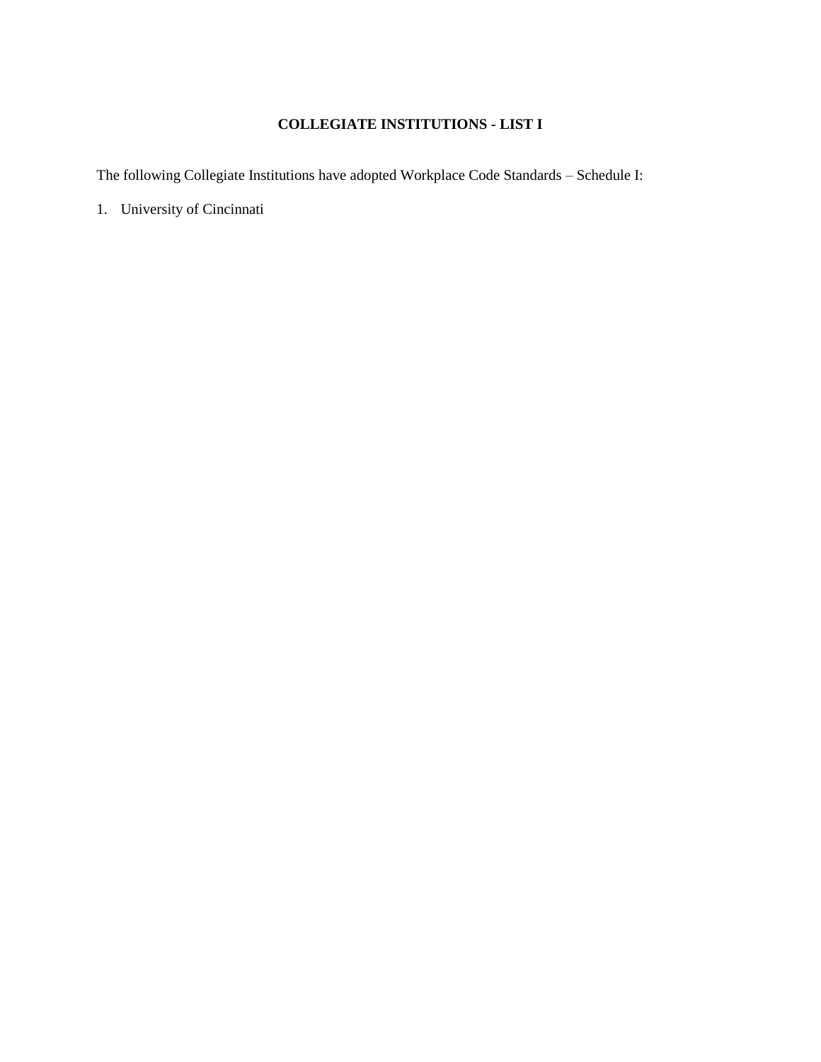## COLLEGIATE INSTITUTIONS - LIST I

The following Collegiate Institutions have adopted Workplace Code Standards – Schedule I:

1. University of Cincinnati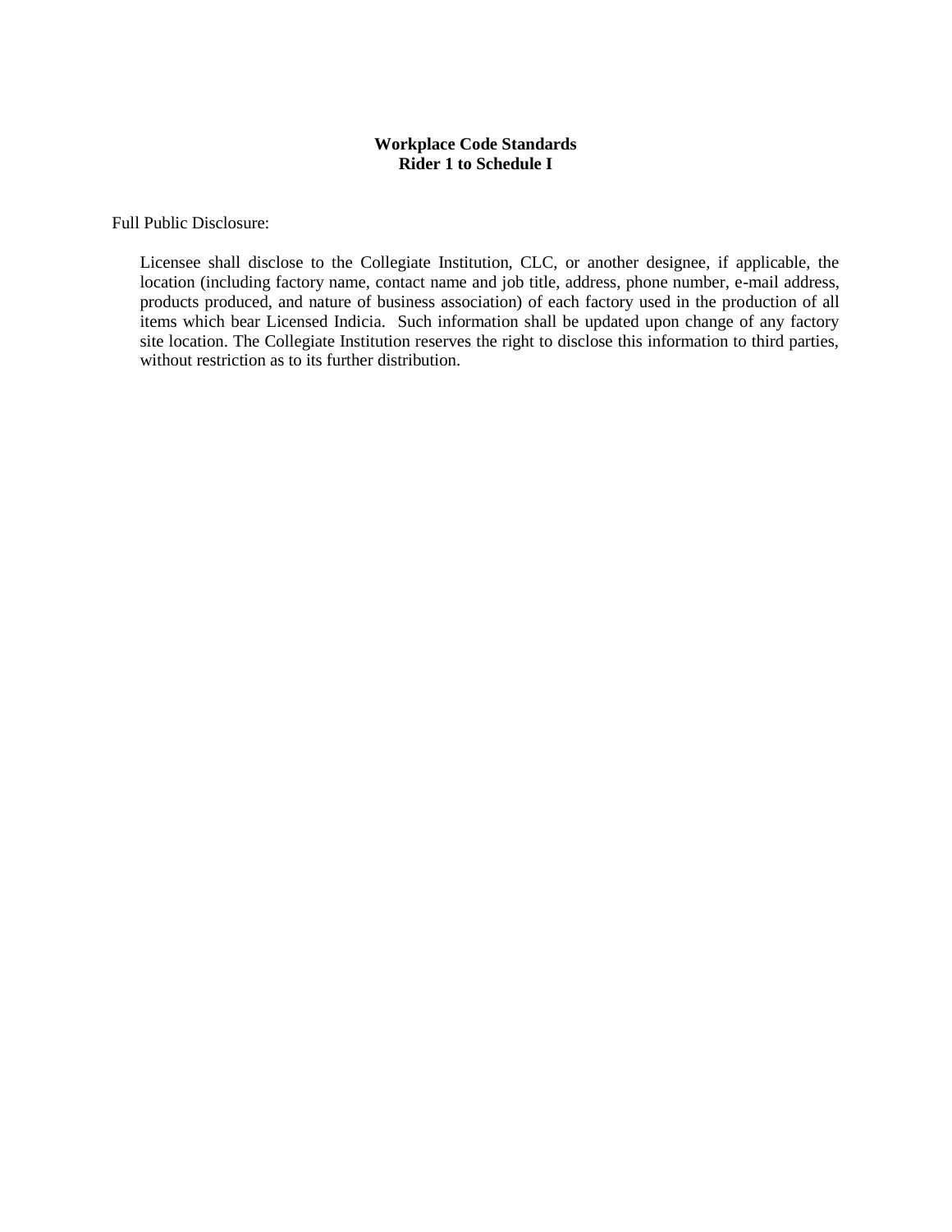**Workplace Code Standards**
**Rider 1 to Schedule I**

Full Public Disclosure:

Licensee shall disclose to the Collegiate Institution, CLC, or another designee, if applicable, the location (including factory name, contact name and job title, address, phone number, e-mail address, products produced, and nature of business association) of each factory used in the production of all items which bear Licensed Indicia. Such information shall be updated upon change of any factory site location. The Collegiate Institution reserves the right to disclose this information to third parties, without restriction as to its further distribution.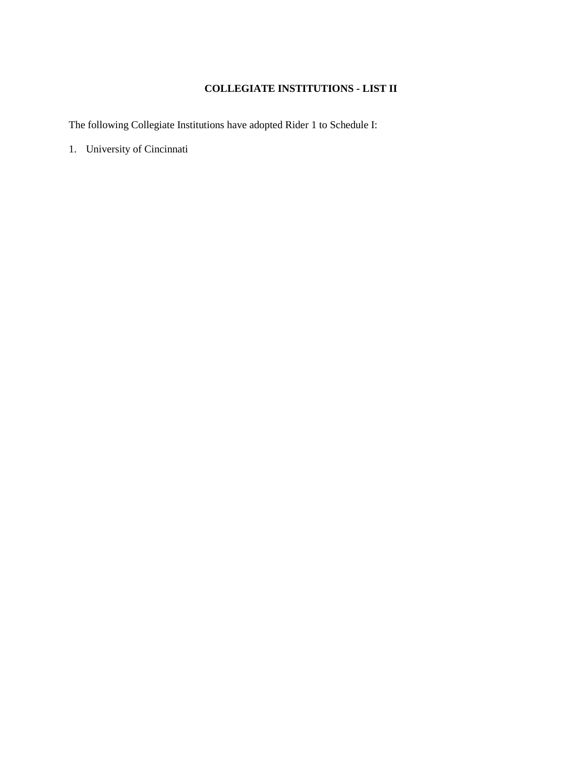# COLLEGIATE INSTITUTIONS - LIST II

The following Collegiate Institutions have adopted Rider 1 to Schedule I:

1. University of Cincinnati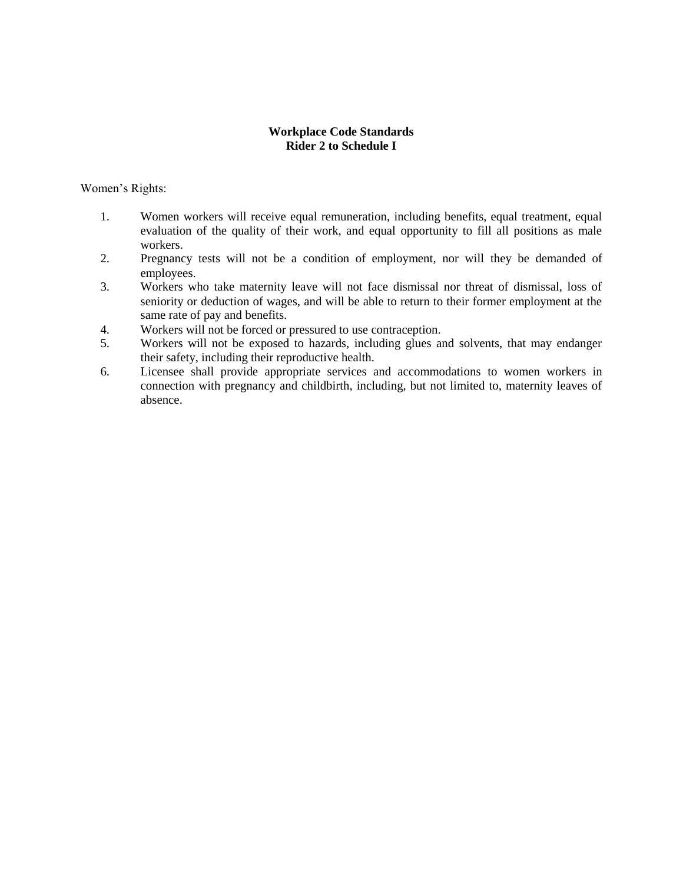**Workplace Code Standards**
**Rider 2 to Schedule I**

Women's Rights:

1. Women workers will receive equal remuneration, including benefits, equal treatment, equal evaluation of the quality of their work, and equal opportunity to fill all positions as male workers.
2. Pregnancy tests will not be a condition of employment, nor will they be demanded of employees.
3. Workers who take maternity leave will not face dismissal nor threat of dismissal, loss of seniority or deduction of wages, and will be able to return to their former employment at the same rate of pay and benefits.
4. Workers will not be forced or pressured to use contraception.
5. Workers will not be exposed to hazards, including glues and solvents, that may endanger their safety, including their reproductive health.
6. Licensee shall provide appropriate services and accommodations to women workers in connection with pregnancy and childbirth, including, but not limited to, maternity leaves of absence.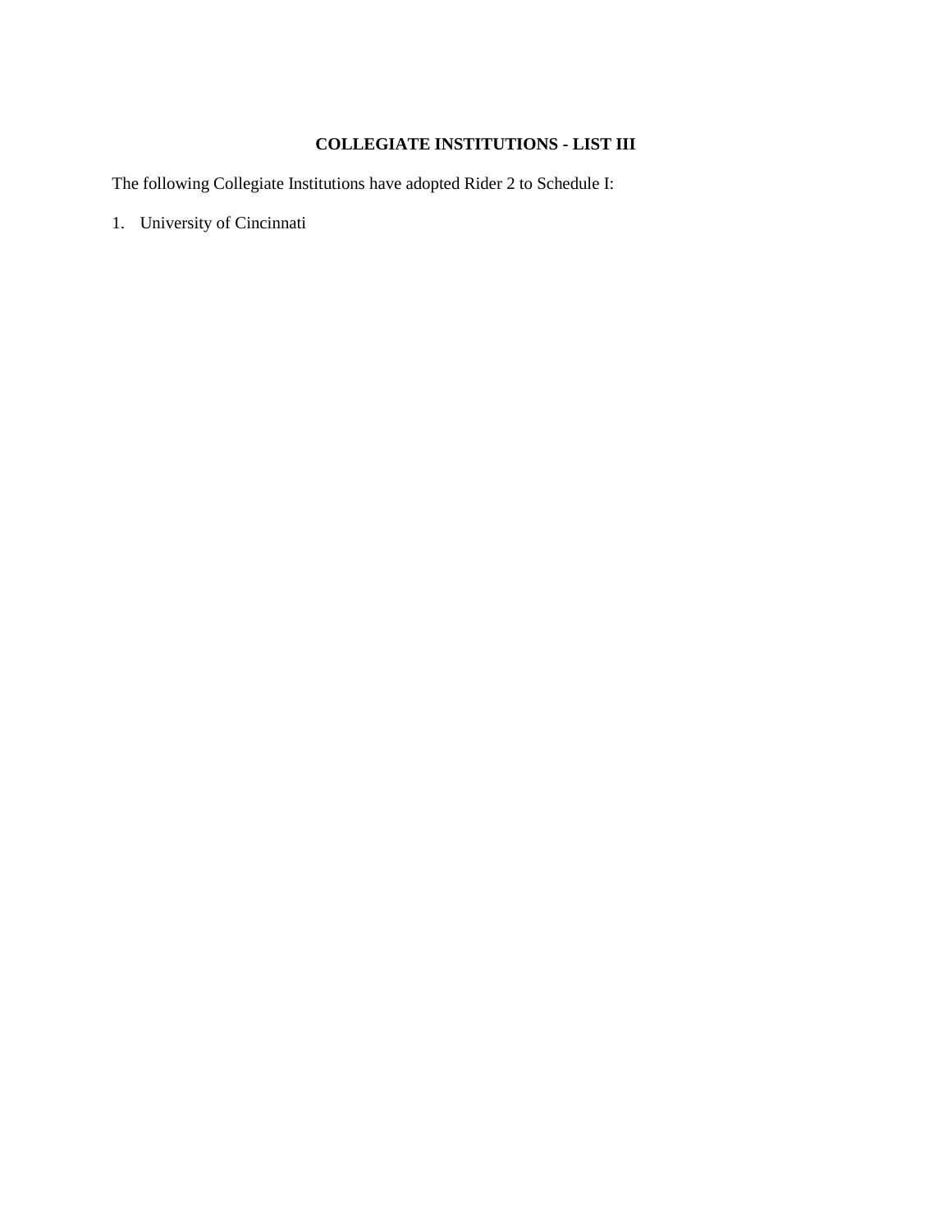# COLLEGIATE INSTITUTIONS - LIST III

The following Collegiate Institutions have adopted Rider 2 to Schedule I:

1. University of Cincinnati